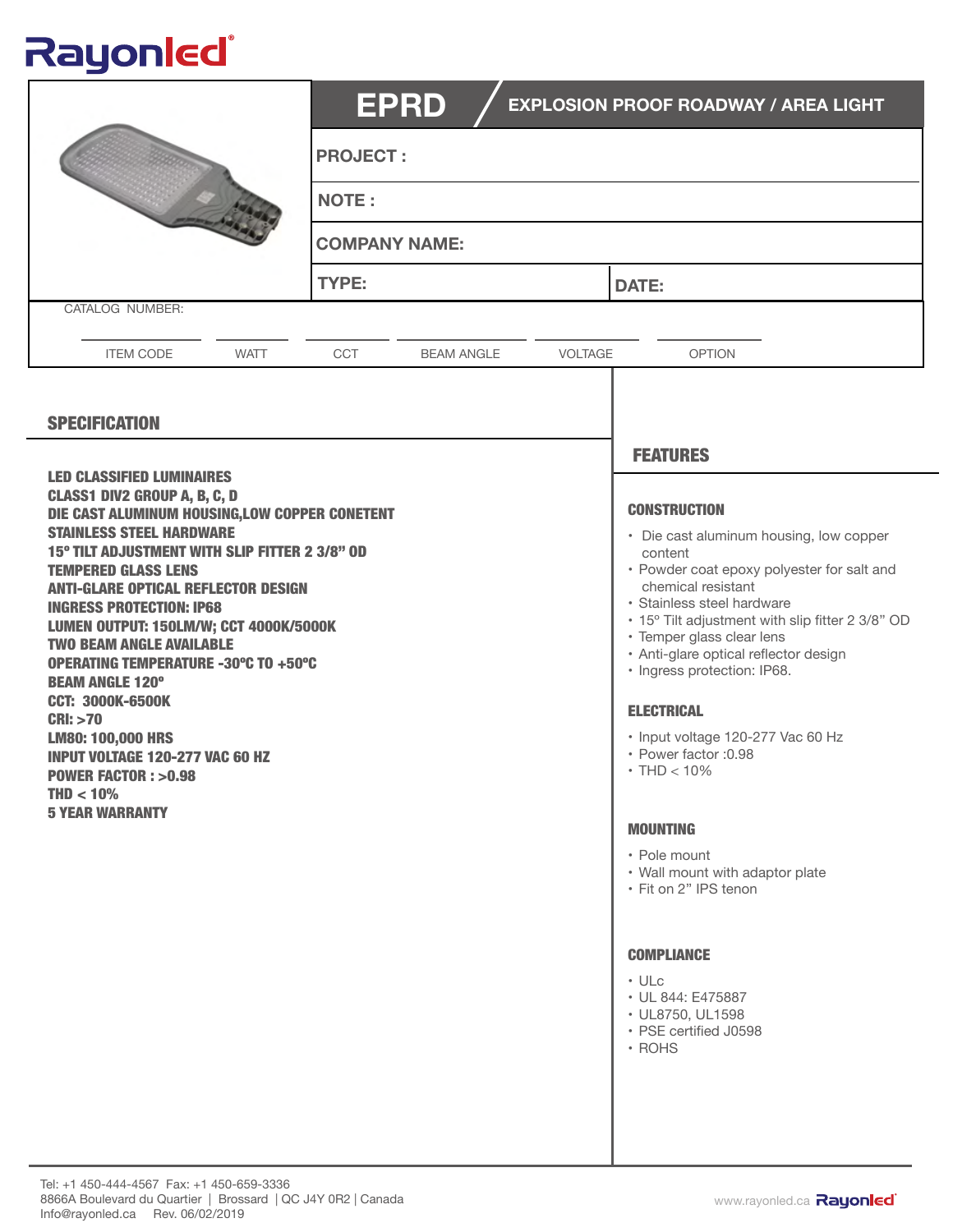Rayonled

# EPRD / EXPLOSION PROOF ROADWAY / AREA LIGHT

| PROJECT : | |
|---|---|
| NOTE : | |
| COMPANY NAME: | |
| TYPE: | DATE: |

CATALOG NUMBER:

| ITEM CODE | WATT | CCT | BEAM ANGLE | VOLTAGE | OPTION |
|---|---|---|---|---|---|
| | | | | | |

## SPECIFICATION

**LED CLASSIFIED LUMINAIRES**
**CLASS1 DIV2 GROUP A, B, C, D**
**DIE CAST ALUMINUM HOUSING,LOW COPPER CONETENT**
**STAINLESS STEEL HARDWARE**
**15º TILT ADJUSTMENT WITH SLIP FITTER 2 3/8" OD**
**TEMPERED GLASS LENS**
**ANTI-GLARE OPTICAL REFLECTOR DESIGN**
**INGRESS PROTECTION: IP68**
**LUMEN OUTPUT: 150LM/W; CCT 4000K/5000K**
**TWO BEAM ANGLE AVAILABLE**
**OPERATING TEMPERATURE -30ºC TO +50ºC**
**BEAM ANGLE 120º**
**CCT: 3000K-6500K**
**CRI: >70**
**LM80: 100,000 HRS**
**INPUT VOLTAGE 120-277 VAC 60 HZ**
**POWER FACTOR : >0.98**
**THD < 10%**
**5 YEAR WARRANTY**

## FEATURES

### CONSTRUCTION

- Die cast aluminum housing, low copper content
- Powder coat epoxy polyester for salt and chemical resistant
- Stainless steel hardware
- 15º Tilt adjustment with slip fitter 2 3/8" OD
- Temper glass clear lens
- Anti-glare optical reflector design
- Ingress protection: IP68.

### ELECTRICAL

- Input voltage 120-277 Vac 60 Hz
- Power factor :0.98
- THD < 10%

### MOUNTING

- Pole mount
- Wall mount with adaptor plate
- Fit on 2" IPS tenon

### COMPLIANCE

- ULc
- UL 844: E475887
- UL8750, UL1598
- PSE certified J0598
- ROHS

Tel: +1 450-444-4567 Fax: +1 450-659-3336
8866A Boulevard du Quartier | Brossard | QC J4Y 0R2 | Canada
Info@rayonled.ca Rev. 06/02/2019

www.rayonled.ca Rayonled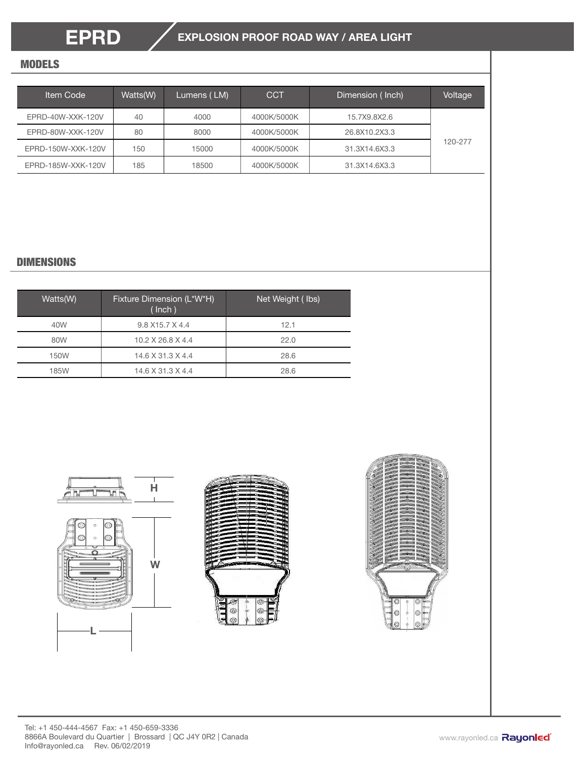# EPRD

## EXPLOSION PROOF ROAD WAY / AREA LIGHT

### MODELS

| Item Code | Watts(W) | Lumens ( LM) | CCT | Dimension ( Inch) | Voltage |
|---|---|---|---|---|---|
| EPRD-40W-XXK-120V | 40 | 4000 | 4000K/5000K | 15.7X9.8X2.6 | 120-277 |
| EPRD-80W-XXK-120V | 80 | 8000 | 4000K/5000K | 26.8X10.2X3.3 | |
| EPRD-150W-XXK-120V | 150 | 15000 | 4000K/5000K | 31.3X14.6X3.3 | |
| EPRD-185W-XXK-120V | 185 | 18500 | 4000K/5000K | 31.3X14.6X3.3 | |

### DIMENSIONS

| Watts(W) | Fixture Dimension (L*W*H) ( Inch ) | Net Weight ( lbs) |
|---|---|---|
| 40W | 9.8 X15.7 X 4.4 | 12.1 |
| 80W | 10.2 X 26.8 X 4.4 | 22.0 |
| 150W | 14.6 X 31.3 X 4.4 | 28.6 |
| 185W | 14.6 X 31.3 X 4.4 | 28.6 |

H

W

L

Tel: +1 450-444-4567 Fax: +1 450-659-3336
8866A Boulevard du Quartier | Brossard | QC J4Y 0R2 | Canada
Info@rayonled.ca Rev. 06/02/2019

www.rayonled.ca Rayonled